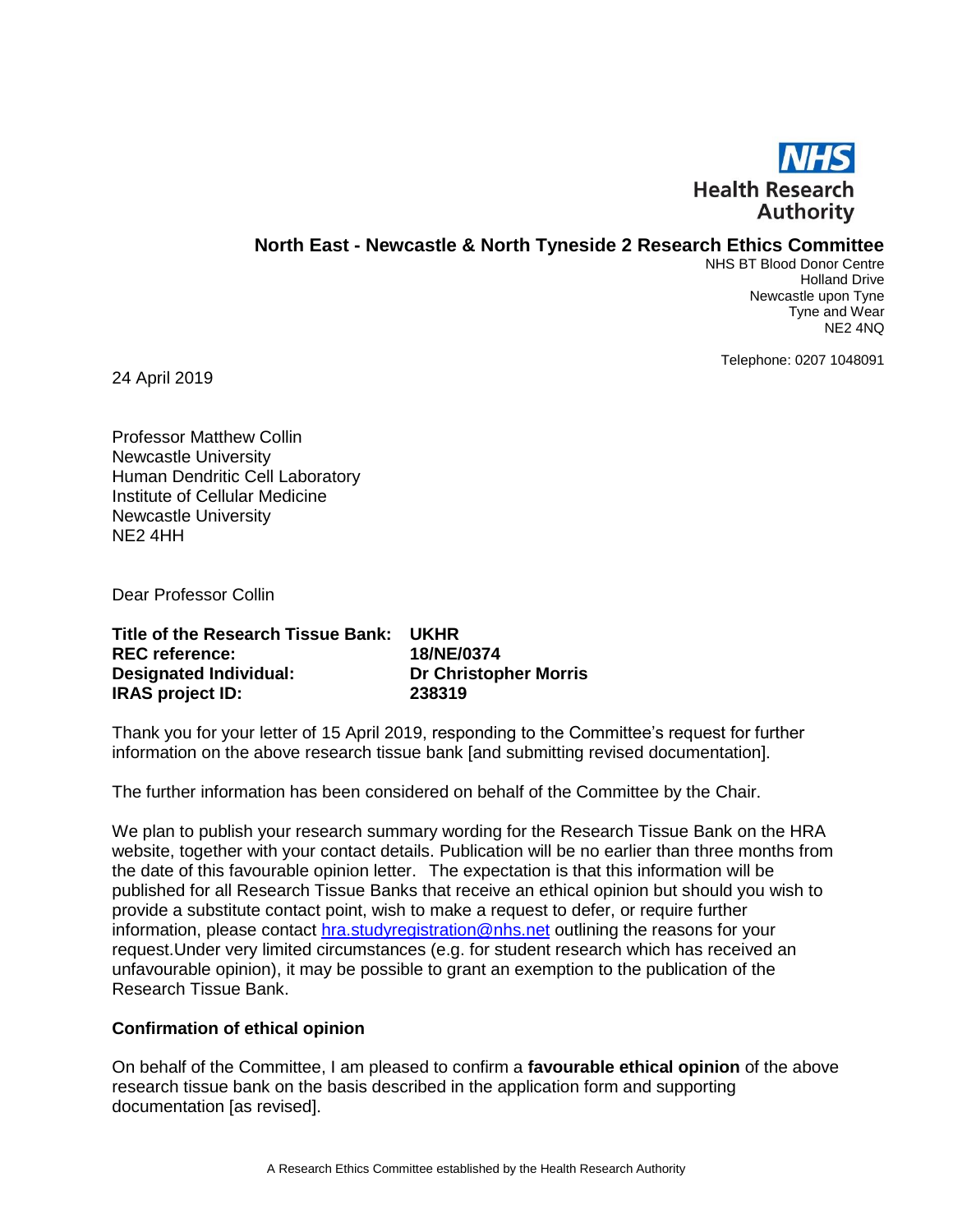NHS
Health Research
Authority

## North East - Newcastle & North Tyneside 2 Research Ethics Committee

NHS BT Blood Donor Centre
Holland Drive
Newcastle upon Tyne
Tyne and Wear
NE2 4NQ

Telephone: 0207 1048091

24 April 2019

Professor Matthew Collin
Newcastle University
Human Dendritic Cell Laboratory
Institute of Cellular Medicine
Newcastle University
NE2 4HH

Dear Professor Collin

**Title of the Research Tissue Bank:** **UKHR**
**REC reference:** **18/NE/0374**
**Designated Individual:** **Dr Christopher Morris**
**IRAS project ID:** **238319**

Thank you for your letter of 15 April 2019, responding to the Committee's request for further information on the above research tissue bank [and submitting revised documentation].

The further information has been considered on behalf of the Committee by the Chair.

We plan to publish your research summary wording for the Research Tissue Bank on the HRA website, together with your contact details. Publication will be no earlier than three months from the date of this favourable opinion letter. The expectation is that this information will be published for all Research Tissue Banks that receive an ethical opinion but should you wish to provide a substitute contact point, wish to make a request to defer, or require further information, please contact hra.studyregistration@nhs.net outlining the reasons for your request.Under very limited circumstances (e.g. for student research which has received an unfavourable opinion), it may be possible to grant an exemption to the publication of the Research Tissue Bank.

**Confirmation of ethical opinion**

On behalf of the Committee, I am pleased to confirm a **favourable ethical opinion** of the above research tissue bank on the basis described in the application form and supporting documentation [as revised].

A Research Ethics Committee established by the Health Research Authority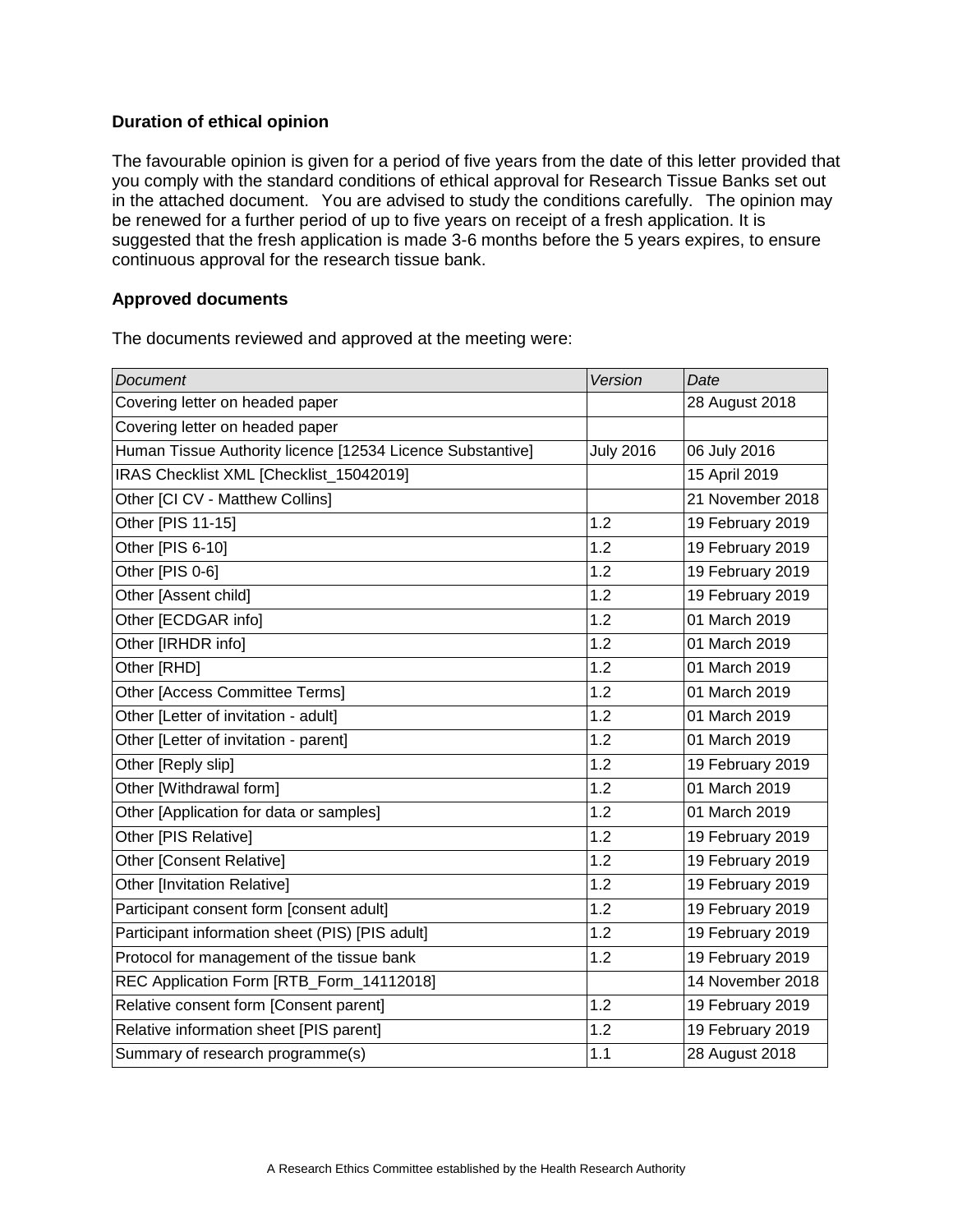**Duration of ethical opinion**

The favourable opinion is given for a period of five years from the date of this letter provided that you comply with the standard conditions of ethical approval for Research Tissue Banks set out in the attached document. You are advised to study the conditions carefully. The opinion may be renewed for a further period of up to five years on receipt of a fresh application. It is suggested that the fresh application is made 3-6 months before the 5 years expires, to ensure continuous approval for the research tissue bank.

**Approved documents**

The documents reviewed and approved at the meeting were:

| *Document* | *Version* | *Date* |
|---|---|---|
| Covering letter on headed paper | | 28 August 2018 |
| Covering letter on headed paper | | |
| Human Tissue Authority licence [12534 Licence Substantive] | July 2016 | 06 July 2016 |
| IRAS Checklist XML [Checklist_15042019] | | 15 April 2019 |
| Other [CI CV - Matthew Collins] | | 21 November 2018 |
| Other [PIS 11-15] | 1.2 | 19 February 2019 |
| Other [PIS 6-10] | 1.2 | 19 February 2019 |
| Other [PIS 0-6] | 1.2 | 19 February 2019 |
| Other [Assent child] | 1.2 | 19 February 2019 |
| Other [ECDGAR info] | 1.2 | 01 March 2019 |
| Other [IRHDR info] | 1.2 | 01 March 2019 |
| Other [RHD] | 1.2 | 01 March 2019 |
| Other [Access Committee Terms] | 1.2 | 01 March 2019 |
| Other [Letter of invitation - adult] | 1.2 | 01 March 2019 |
| Other [Letter of invitation - parent] | 1.2 | 01 March 2019 |
| Other [Reply slip] | 1.2 | 19 February 2019 |
| Other [Withdrawal form] | 1.2 | 01 March 2019 |
| Other [Application for data or samples] | 1.2 | 01 March 2019 |
| Other [PIS Relative] | 1.2 | 19 February 2019 |
| Other [Consent Relative] | 1.2 | 19 February 2019 |
| Other [Invitation Relative] | 1.2 | 19 February 2019 |
| Participant consent form [consent adult] | 1.2 | 19 February 2019 |
| Participant information sheet (PIS) [PIS adult] | 1.2 | 19 February 2019 |
| Protocol for management of the tissue bank | 1.2 | 19 February 2019 |
| REC Application Form [RTB_Form_14112018] | | 14 November 2018 |
| Relative consent form [Consent parent] | 1.2 | 19 February 2019 |
| Relative information sheet [PIS parent] | 1.2 | 19 February 2019 |
| Summary of research programme(s) | 1.1 | 28 August 2018 |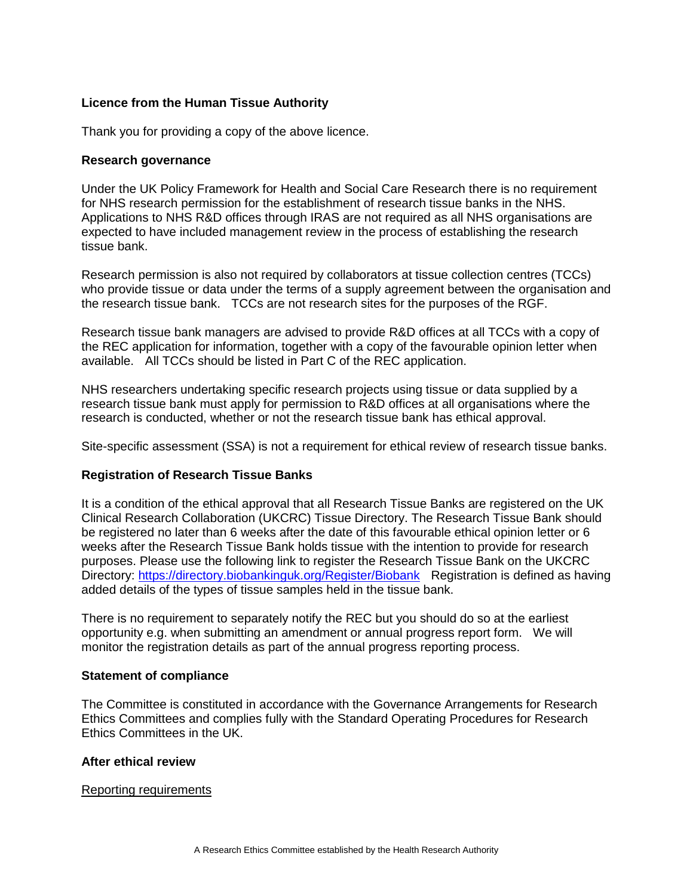**Licence from the Human Tissue Authority**

Thank you for providing a copy of the above licence.

**Research governance**

Under the UK Policy Framework for Health and Social Care Research there is no requirement for NHS research permission for the establishment of research tissue banks in the NHS. Applications to NHS R&D offices through IRAS are not required as all NHS organisations are expected to have included management review in the process of establishing the research tissue bank.

Research permission is also not required by collaborators at tissue collection centres (TCCs) who provide tissue or data under the terms of a supply agreement between the organisation and the research tissue bank. TCCs are not research sites for the purposes of the RGF.

Research tissue bank managers are advised to provide R&D offices at all TCCs with a copy of the REC application for information, together with a copy of the favourable opinion letter when available. All TCCs should be listed in Part C of the REC application.

NHS researchers undertaking specific research projects using tissue or data supplied by a research tissue bank must apply for permission to R&D offices at all organisations where the research is conducted, whether or not the research tissue bank has ethical approval.

Site-specific assessment (SSA) is not a requirement for ethical review of research tissue banks.

**Registration of Research Tissue Banks**

It is a condition of the ethical approval that all Research Tissue Banks are registered on the UK Clinical Research Collaboration (UKCRC) Tissue Directory. The Research Tissue Bank should be registered no later than 6 weeks after the date of this favourable ethical opinion letter or 6 weeks after the Research Tissue Bank holds tissue with the intention to provide for research purposes. Please use the following link to register the Research Tissue Bank on the UKCRC Directory: https://directory.biobankinguk.org/Register/Biobank Registration is defined as having added details of the types of tissue samples held in the tissue bank.

There is no requirement to separately notify the REC but you should do so at the earliest opportunity e.g. when submitting an amendment or annual progress report form. We will monitor the registration details as part of the annual progress reporting process.

**Statement of compliance**

The Committee is constituted in accordance with the Governance Arrangements for Research Ethics Committees and complies fully with the Standard Operating Procedures for Research Ethics Committees in the UK.

**After ethical review**

Reporting requirements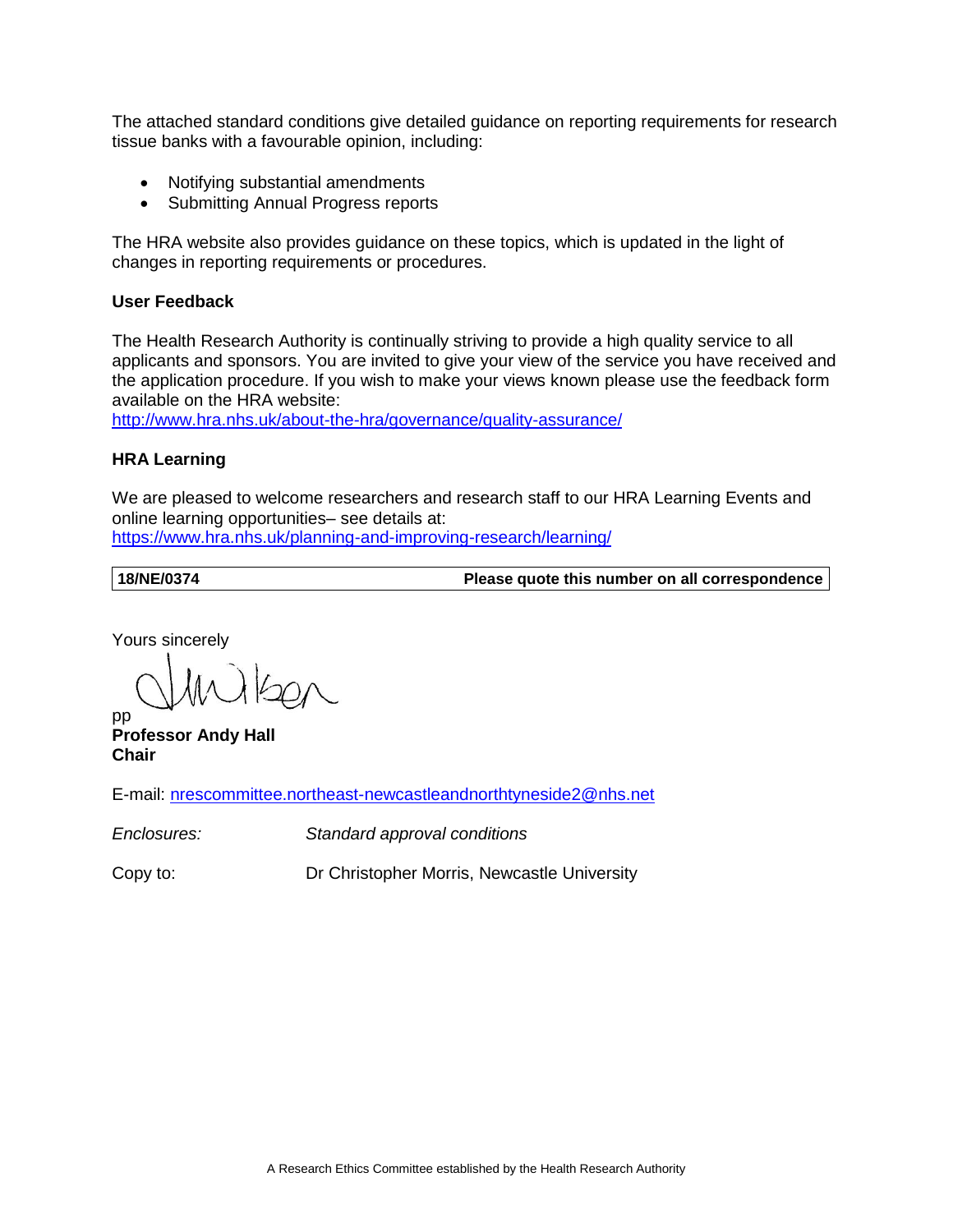The attached standard conditions give detailed guidance on reporting requirements for research tissue banks with a favourable opinion, including:

- Notifying substantial amendments
- Submitting Annual Progress reports

The HRA website also provides guidance on these topics, which is updated in the light of changes in reporting requirements or procedures.

**User Feedback**

The Health Research Authority is continually striving to provide a high quality service to all applicants and sponsors. You are invited to give your view of the service you have received and the application procedure. If you wish to make your views known please use the feedback form available on the HRA website:
http://www.hra.nhs.uk/about-the-hra/governance/quality-assurance/

**HRA Learning**

We are pleased to welcome researchers and research staff to our HRA Learning Events and online learning opportunities– see details at:
https://www.hra.nhs.uk/planning-and-improving-research/learning/

| **18/NE/0374** | **Please quote this number on all correspondence** |
|---|---|

Yours sincerely

pp
**Professor Andy Hall**
**Chair**

E-mail: nrescommittee.northeast-newcastleandnorthtyneside2@nhs.net

*Enclosures:* *Standard approval conditions*

Copy to: Dr Christopher Morris, Newcastle University